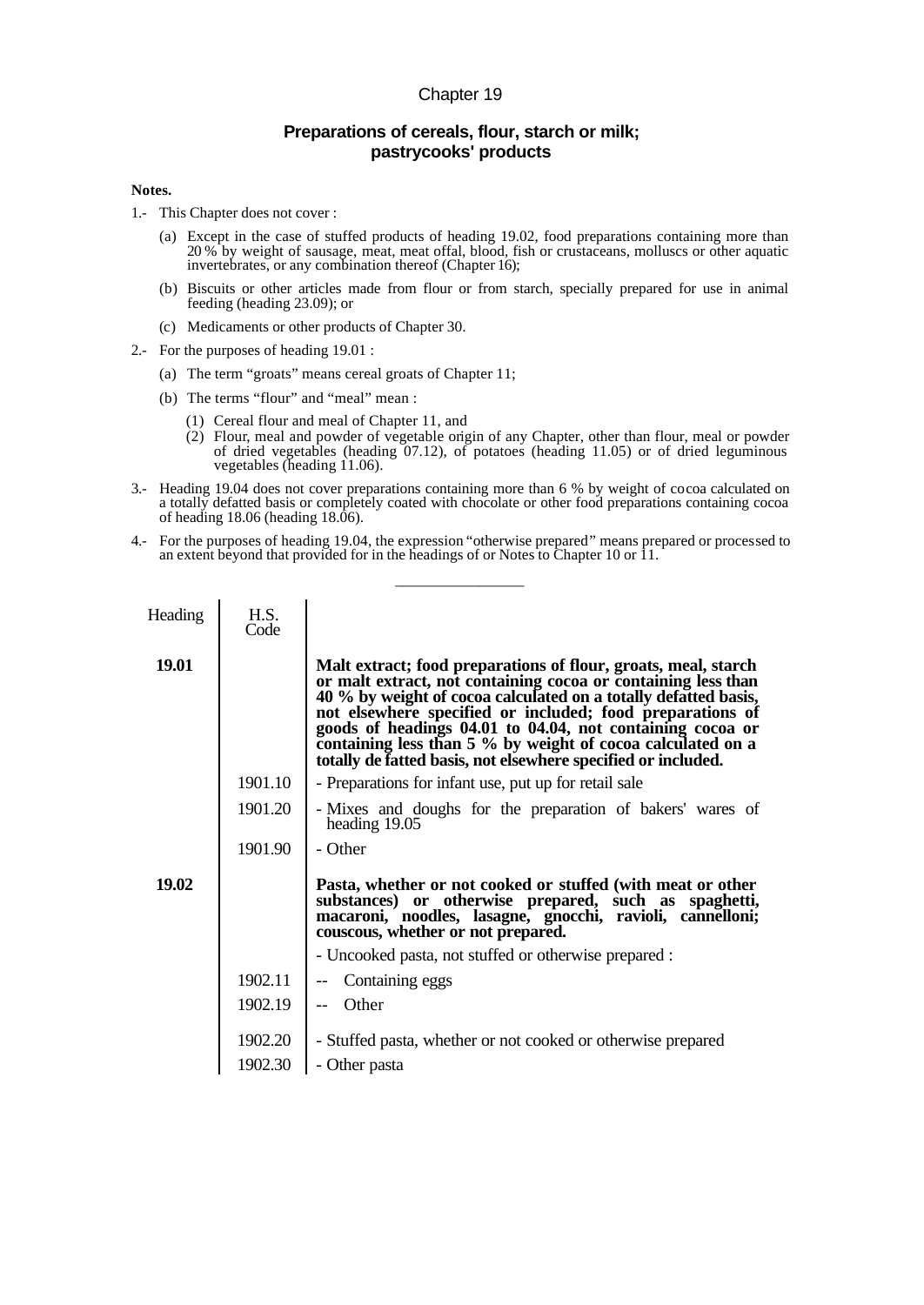# Chapter 19

## Preparations of cereals, flour, starch or milk; pastrycooks' products

**Notes.**

1.- This Chapter does not cover :

   (a) Except in the case of stuffed products of heading 19.02, food preparations containing more than 20 % by weight of sausage, meat, meat offal, blood, fish or crustaceans, molluscs or other aquatic invertebrates, or any combination thereof (Chapter 16);

   (b) Biscuits or other articles made from flour or from starch, specially prepared for use in animal feeding (heading 23.09); or

   (c) Medicaments or other products of Chapter 30.

2.- For the purposes of heading 19.01 :

   (a) The term "groats" means cereal groats of Chapter 11;

   (b) The terms "flour" and "meal" mean :

      (1) Cereal flour and meal of Chapter 11, and

      (2) Flour, meal and powder of vegetable origin of any Chapter, other than flour, meal or powder of dried vegetables (heading 07.12), of potatoes (heading 11.05) or of dried leguminous vegetables (heading 11.06).

3.- Heading 19.04 does not cover preparations containing more than 6 % by weight of cocoa calculated on a totally defatted basis or completely coated with chocolate or other food preparations containing cocoa of heading 18.06 (heading 18.06).

4.- For the purposes of heading 19.04, the expression "otherwise prepared" means prepared or processed to an extent beyond that provided for in the headings of or Notes to Chapter 10 or 11.

---

| Heading | H.S. Code | |
|---|---|---|
| **19.01** | | **Malt extract; food preparations of flour, groats, meal, starch or malt extract, not containing cocoa or containing less than 40 % by weight of cocoa calculated on a totally defatted basis, not elsewhere specified or included; food preparations of goods of headings 04.01 to 04.04, not containing cocoa or containing less than 5 % by weight of cocoa calculated on a totally defatted basis, not elsewhere specified or included.** |
| | 1901.10 | - Preparations for infant use, put up for retail sale |
| | 1901.20 | - Mixes and doughs for the preparation of bakers' wares of heading 19.05 |
| | 1901.90 | - Other |
| **19.02** | | **Pasta, whether or not cooked or stuffed (with meat or other substances) or otherwise prepared, such as spaghetti, macaroni, noodles, lasagne, gnocchi, ravioli, cannelloni; couscous, whether or not prepared.** |
| | | - Uncooked pasta, not stuffed or otherwise prepared : |
| | 1902.11 | -- Containing eggs |
| | 1902.19 | -- Other |
| | 1902.20 | - Stuffed pasta, whether or not cooked or otherwise prepared |
| | 1902.30 | - Other pasta |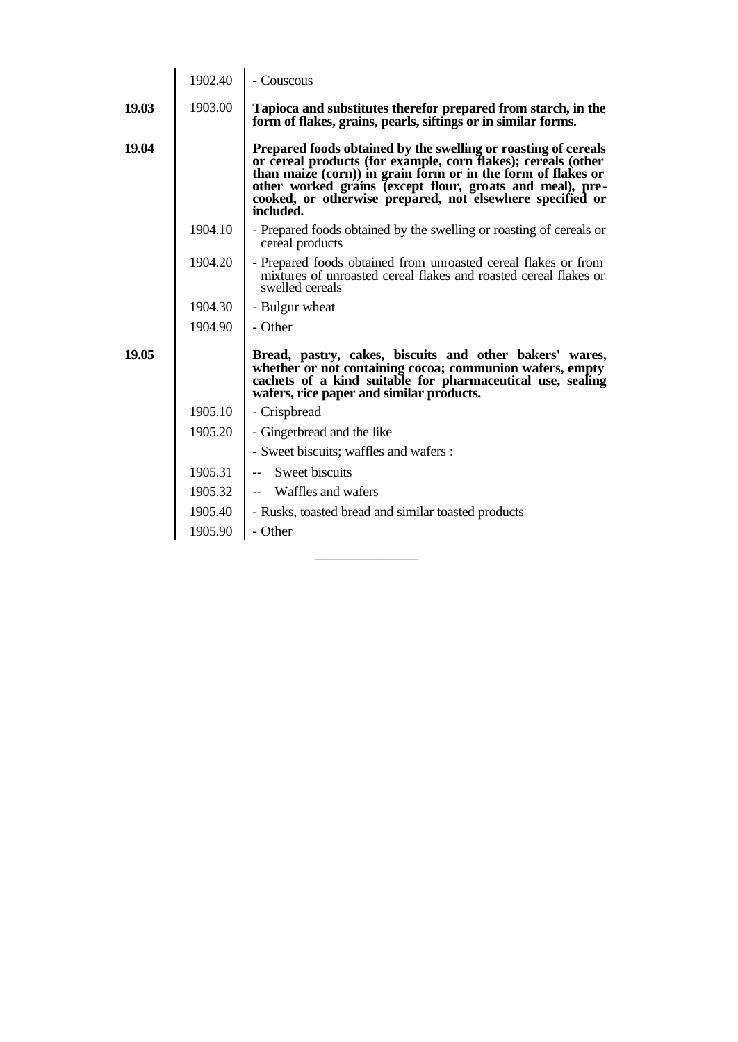| | | |
|---|---|---|
| | 1902.40 | - Couscous |
| **19.03** | 1903.00 | **Tapioca and substitutes therefor prepared from starch, in the form of flakes, grains, pearls, siftings or in similar forms.** |
| **19.04** | | **Prepared foods obtained by the swelling or roasting of cereals or cereal products (for example, corn flakes); cereals (other than maize (corn)) in grain form or in the form of flakes or other worked grains (except flour, groats and meal), pre-cooked, or otherwise prepared, not elsewhere specified or included.** |
| | 1904.10 | - Prepared foods obtained by the swelling or roasting of cereals or cereal products |
| | 1904.20 | - Prepared foods obtained from unroasted cereal flakes or from mixtures of unroasted cereal flakes and roasted cereal flakes or swelled cereals |
| | 1904.30 | - Bulgur wheat |
| | 1904.90 | - Other |
| **19.05** | | **Bread, pastry, cakes, biscuits and other bakers' wares, whether or not containing cocoa; communion wafers, empty cachets of a kind suitable for pharmaceutical use, sealing wafers, rice paper and similar products.** |
| | 1905.10 | - Crispbread |
| | 1905.20 | - Gingerbread and the like |
| | | - Sweet biscuits; waffles and wafers : |
| | 1905.31 | -- Sweet biscuits |
| | 1905.32 | -- Waffles and wafers |
| | 1905.40 | - Rusks, toasted bread and similar toasted products |
| | 1905.90 | - Other |